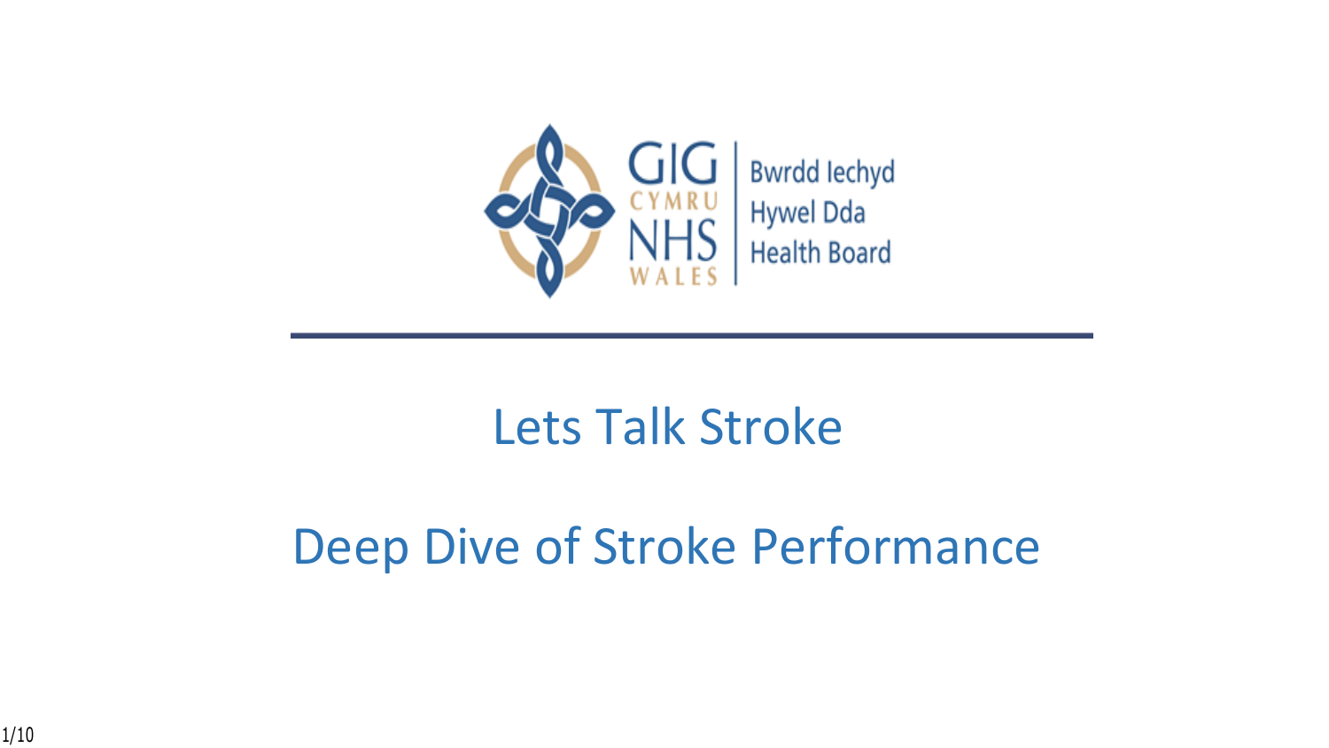GIG CYMRU NHS WALES | Bwrdd Iechyd Hywel Dda Health Board

# Lets Talk Stroke

# Deep Dive of Stroke Performance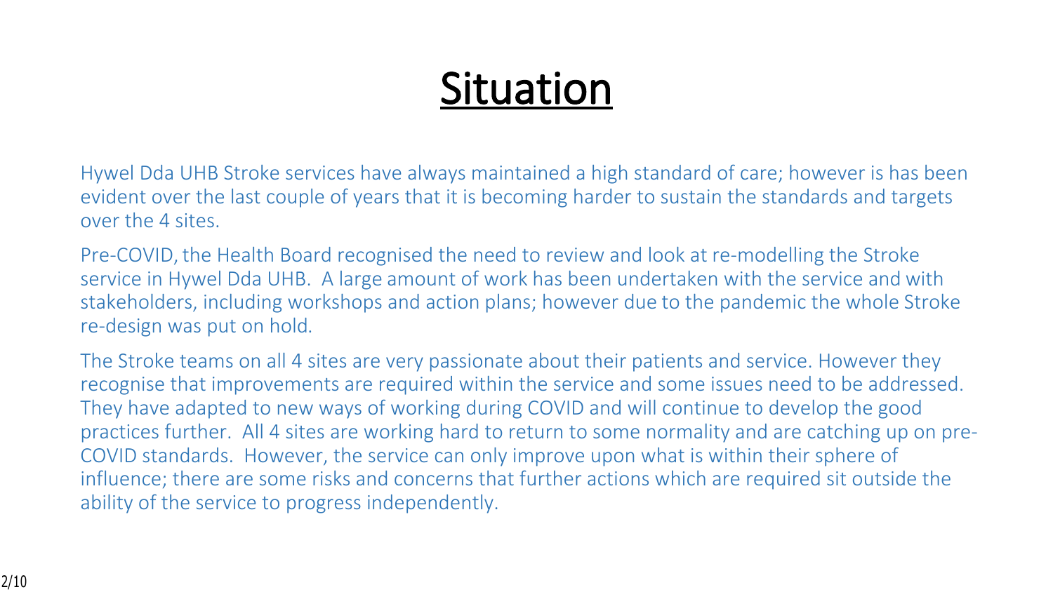# Situation

Hywel Dda UHB Stroke services have always maintained a high standard of care; however is has been evident over the last couple of years that it is becoming harder to sustain the standards and targets over the 4 sites.

Pre-COVID, the Health Board recognised the need to review and look at re-modelling the Stroke service in Hywel Dda UHB. A large amount of work has been undertaken with the service and with stakeholders, including workshops and action plans; however due to the pandemic the whole Stroke re-design was put on hold.

The Stroke teams on all 4 sites are very passionate about their patients and service. However they recognise that improvements are required within the service and some issues need to be addressed. They have adapted to new ways of working during COVID and will continue to develop the good practices further. All 4 sites are working hard to return to some normality and are catching up on pre-COVID standards. However, the service can only improve upon what is within their sphere of influence; there are some risks and concerns that further actions which are required sit outside the ability of the service to progress independently.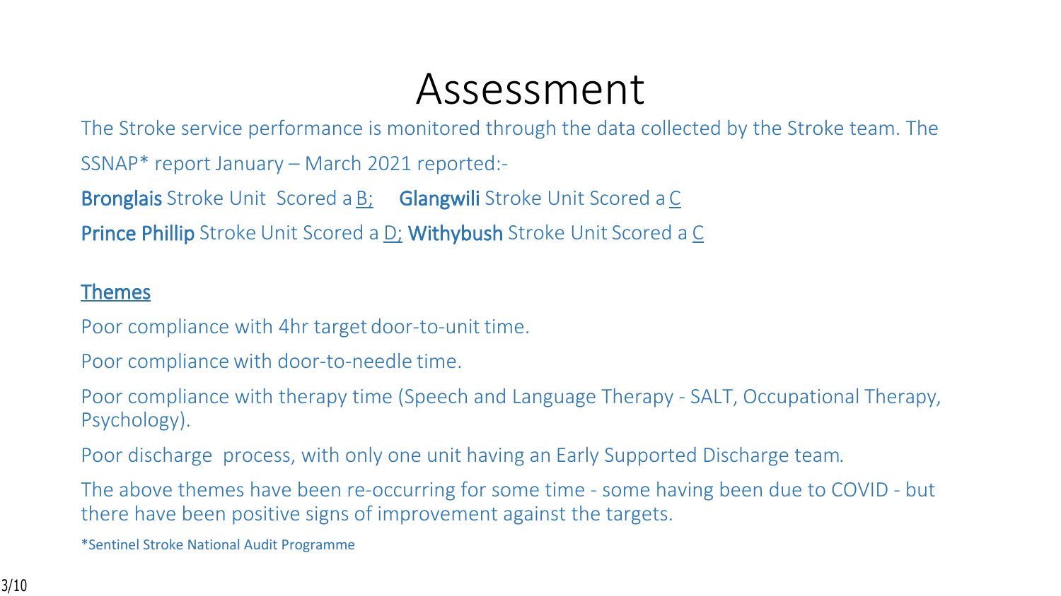# Assessment

The Stroke service performance is monitored through the data collected by the Stroke team. The SSNAP* report January – March 2021 reported:-

**Bronglais** Stroke Unit Scored a <u>B;</u> **Glangwili** Stroke Unit Scored a <u>C</u>

**Prince Phillip** Stroke Unit Scored a <u>D;</u> **Withybush** Stroke Unit Scored a <u>C</u>

<u>Themes</u>

Poor compliance with 4hr target door-to-unit time.

Poor compliance with door-to-needle time.

Poor compliance with therapy time (Speech and Language Therapy - SALT, Occupational Therapy, Psychology).

Poor discharge process, with only one unit having an Early Supported Discharge team.

The above themes have been re-occurring for some time - some having been due to COVID - but there have been positive signs of improvement against the targets.

*Sentinel Stroke National Audit Programme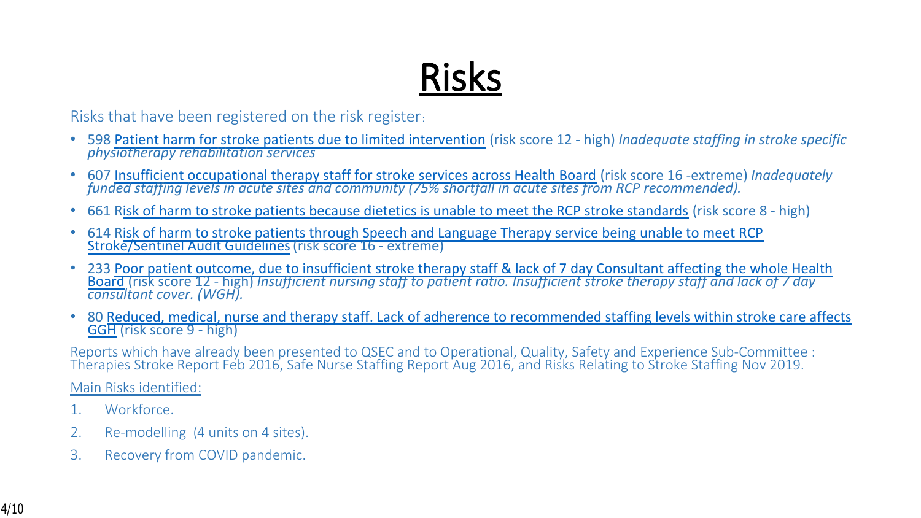# Risks

Risks that have been registered on the risk register:

- 598 Patient harm for stroke patients due to limited intervention (risk score 12 - high) *Inadequate staffing in stroke specific physiotherapy rehabilitation services*
- 607 Insufficient occupational therapy staff for stroke services across Health Board (risk score 16 -extreme) *Inadequately funded staffing levels in acute sites and community (75% shortfall in acute sites from RCP recommended).*
- 661 Risk of harm to stroke patients because dietetics is unable to meet the RCP stroke standards (risk score 8 - high)
- 614 Risk of harm to stroke patients through Speech and Language Therapy service being unable to meet RCP Stroke/Sentinel Audit Guidelines (risk score 16 - extreme)
- 233 Poor patient outcome, due to insufficient stroke therapy staff & lack of 7 day Consultant affecting the whole Health Board (risk score 12 - high) *Insufficient nursing staff to patient ratio. Insufficient stroke therapy staff and lack of 7 day consultant cover. (WGH).*
- 80 Reduced, medical, nurse and therapy staff. Lack of adherence to recommended staffing levels within stroke care affects GGH (risk score 9 - high)

Reports which have already been presented to QSEC and to Operational, Quality, Safety and Experience Sub-Committee : Therapies Stroke Report Feb 2016, Safe Nurse Staffing Report Aug 2016, and Risks Relating to Stroke Staffing Nov 2019.

Main Risks identified:

1. Workforce.
2. Re-modelling (4 units on 4 sites).
3. Recovery from COVID pandemic.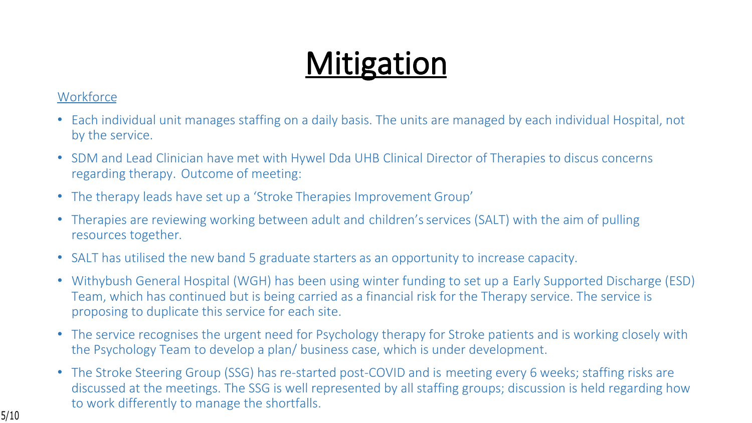# Mitigation

Workforce

- Each individual unit manages staffing on a daily basis. The units are managed by each individual Hospital, not by the service.
- SDM and Lead Clinician have met with Hywel Dda UHB Clinical Director of Therapies to discus concerns regarding therapy. Outcome of meeting:
- The therapy leads have set up a 'Stroke Therapies Improvement Group'
- Therapies are reviewing working between adult and children's services (SALT) with the aim of pulling resources together.
- SALT has utilised the new band 5 graduate starters as an opportunity to increase capacity.
- Withybush General Hospital (WGH) has been using winter funding to set up a Early Supported Discharge (ESD) Team, which has continued but is being carried as a financial risk for the Therapy service. The service is proposing to duplicate this service for each site.
- The service recognises the urgent need for Psychology therapy for Stroke patients and is working closely with the Psychology Team to develop a plan/ business case, which is under development.
- The Stroke Steering Group (SSG) has re-started post-COVID and is meeting every 6 weeks; staffing risks are discussed at the meetings. The SSG is well represented by all staffing groups; discussion is held regarding how to work differently to manage the shortfalls.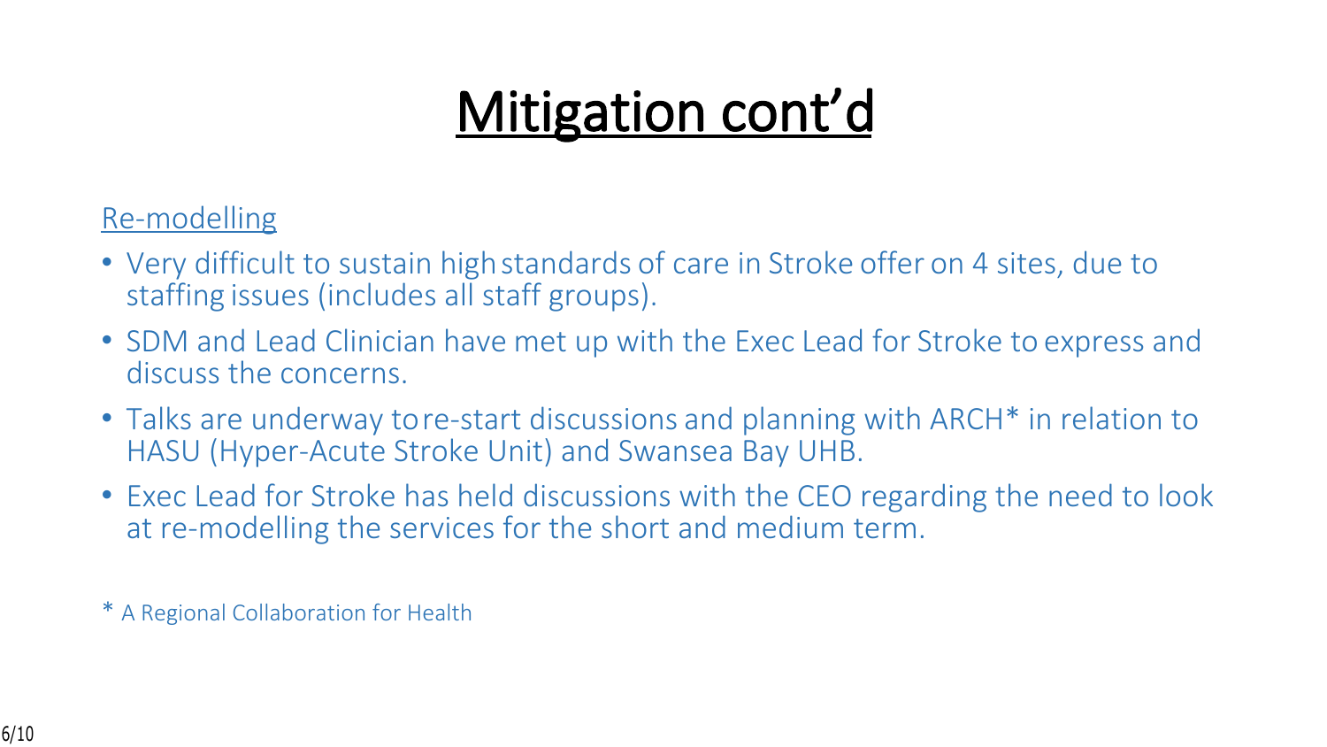# Mitigation cont'd

Re-modelling

- Very difficult to sustain high standards of care in Stroke offer on 4 sites, due to staffing issues (includes all staff groups).
- SDM and Lead Clinician have met up with the Exec Lead for Stroke to express and discuss the concerns.
- Talks are underway to re-start discussions and planning with ARCH* in relation to HASU (Hyper-Acute Stroke Unit) and Swansea Bay UHB.
- Exec Lead for Stroke has held discussions with the CEO regarding the need to look at re-modelling the services for the short and medium term.

\* A Regional Collaboration for Health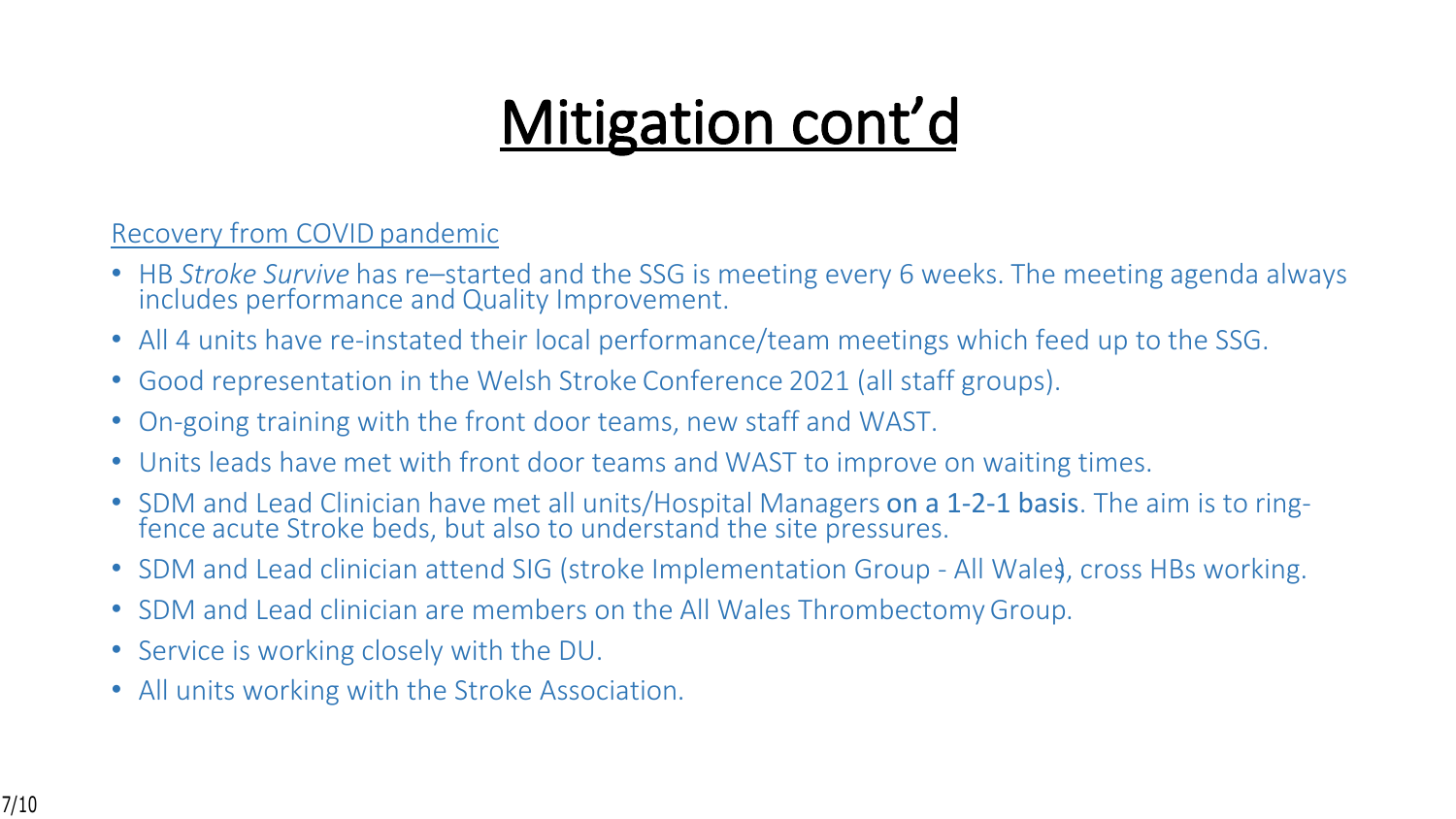# Mitigation cont'd

Recovery from COVID pandemic

- HB *Stroke Survive* has re–started and the SSG is meeting every 6 weeks. The meeting agenda always includes performance and Quality Improvement.
- All 4 units have re-instated their local performance/team meetings which feed up to the SSG.
- Good representation in the Welsh Stroke Conference 2021 (all staff groups).
- On-going training with the front door teams, new staff and WAST.
- Units leads have met with front door teams and WAST to improve on waiting times.
- SDM and Lead Clinician have met all units/Hospital Managers on a 1-2-1 basis. The aim is to ring-fence acute Stroke beds, but also to understand the site pressures.
- SDM and Lead clinician attend SIG (stroke Implementation Group - All Wales), cross HBs working.
- SDM and Lead clinician are members on the All Wales Thrombectomy Group.
- Service is working closely with the DU.
- All units working with the Stroke Association.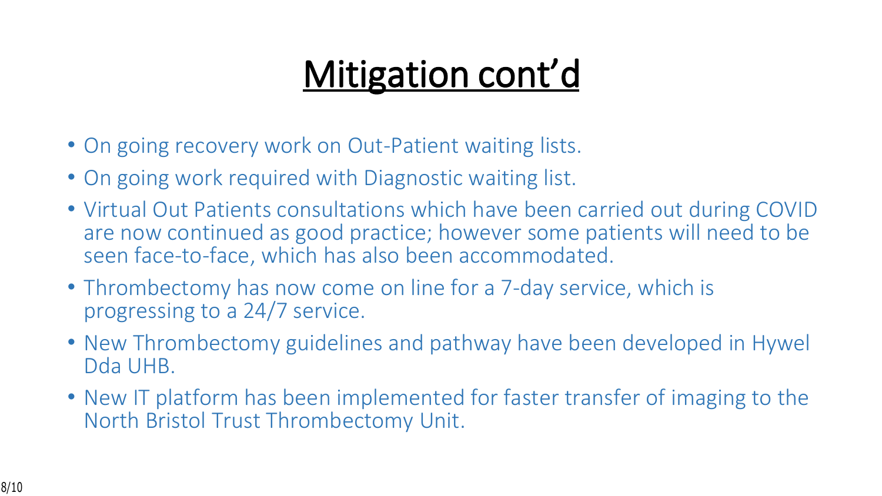# Mitigation cont'd

- On going recovery work on Out-Patient waiting lists.
- On going work required with Diagnostic waiting list.
- Virtual Out Patients consultations which have been carried out during COVID are now continued as good practice; however some patients will need to be seen face-to-face, which has also been accommodated.
- Thrombectomy has now come on line for a 7-day service, which is progressing to a 24/7 service.
- New Thrombectomy guidelines and pathway have been developed in Hywel Dda UHB.
- New IT platform has been implemented for faster transfer of imaging to the North Bristol Trust Thrombectomy Unit.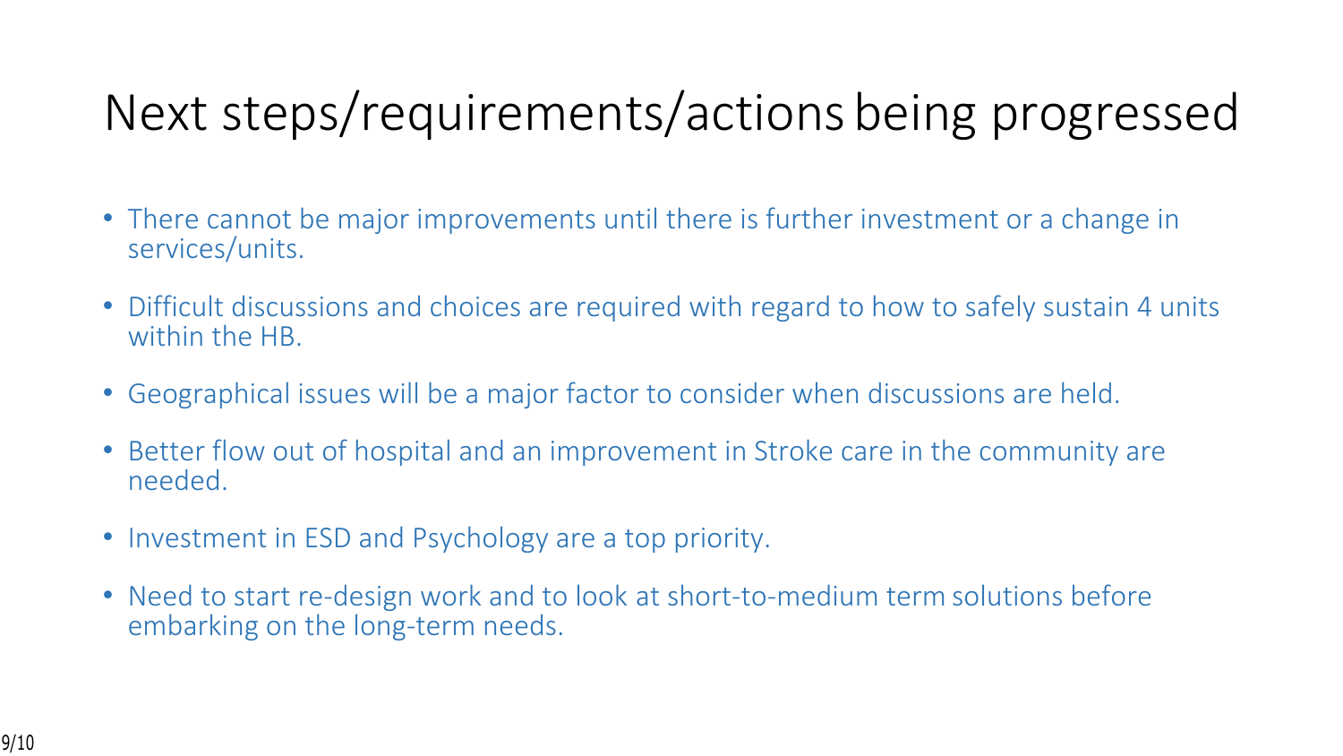# Next steps/requirements/actions being progressed

- There cannot be major improvements until there is further investment or a change in services/units.
- Difficult discussions and choices are required with regard to how to safely sustain 4 units within the HB.
- Geographical issues will be a major factor to consider when discussions are held.
- Better flow out of hospital and an improvement in Stroke care in the community are needed.
- Investment in ESD and Psychology are a top priority.
- Need to start re-design work and to look at short-to-medium term solutions before embarking on the long-term needs.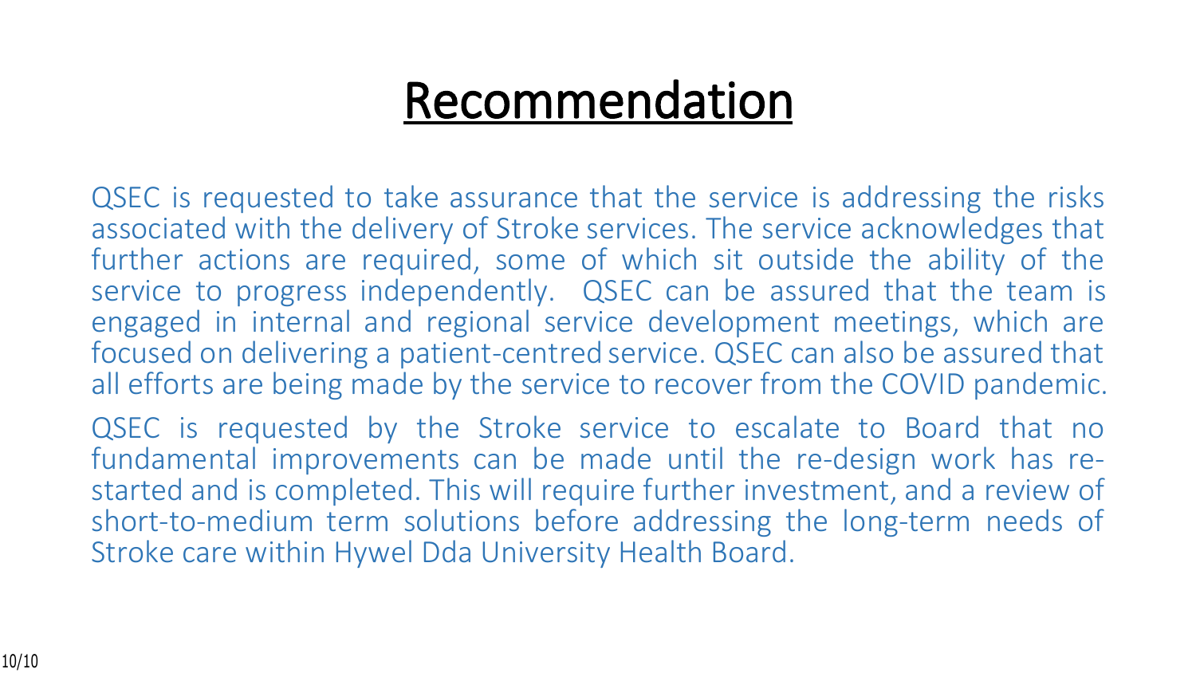# Recommendation

QSEC is requested to take assurance that the service is addressing the risks associated with the delivery of Stroke services. The service acknowledges that further actions are required, some of which sit outside the ability of the service to progress independently. QSEC can be assured that the team is engaged in internal and regional service development meetings, which are focused on delivering a patient-centred service. QSEC can also be assured that all efforts are being made by the service to recover from the COVID pandemic.

QSEC is requested by the Stroke service to escalate to Board that no fundamental improvements can be made until the re-design work has re-started and is completed. This will require further investment, and a review of short-to-medium term solutions before addressing the long-term needs of Stroke care within Hywel Dda University Health Board.